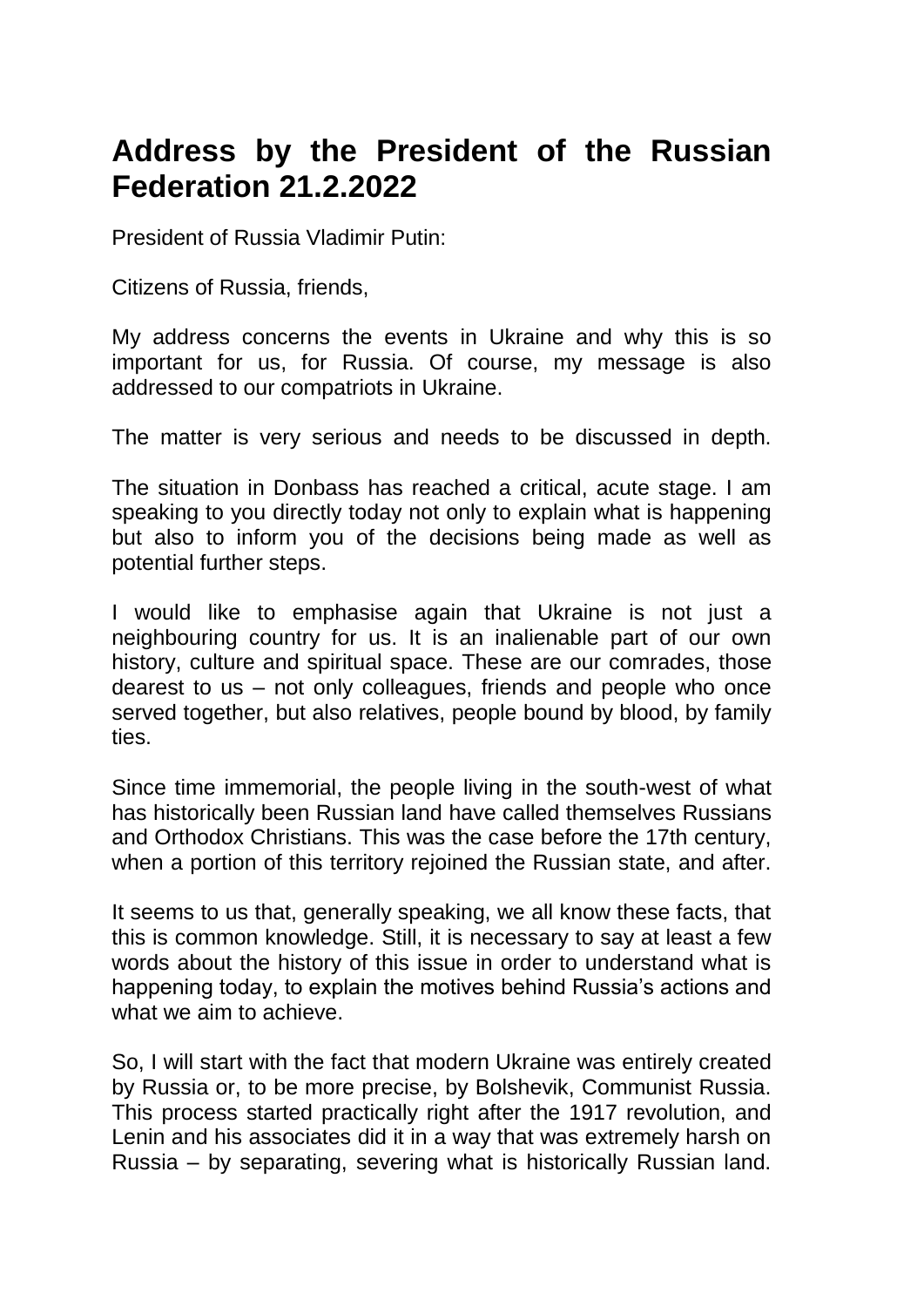# Address by the President of the Russian Federation 21.2.2022

President of Russia Vladimir Putin:

Citizens of Russia, friends,

My address concerns the events in Ukraine and why this is so important for us, for Russia. Of course, my message is also addressed to our compatriots in Ukraine.

The matter is very serious and needs to be discussed in depth.

The situation in Donbass has reached a critical, acute stage. I am speaking to you directly today not only to explain what is happening but also to inform you of the decisions being made as well as potential further steps.

I would like to emphasise again that Ukraine is not just a neighbouring country for us. It is an inalienable part of our own history, culture and spiritual space. These are our comrades, those dearest to us – not only colleagues, friends and people who once served together, but also relatives, people bound by blood, by family ties.

Since time immemorial, the people living in the south-west of what has historically been Russian land have called themselves Russians and Orthodox Christians. This was the case before the 17th century, when a portion of this territory rejoined the Russian state, and after.

It seems to us that, generally speaking, we all know these facts, that this is common knowledge. Still, it is necessary to say at least a few words about the history of this issue in order to understand what is happening today, to explain the motives behind Russia's actions and what we aim to achieve.

So, I will start with the fact that modern Ukraine was entirely created by Russia or, to be more precise, by Bolshevik, Communist Russia. This process started practically right after the 1917 revolution, and Lenin and his associates did it in a way that was extremely harsh on Russia – by separating, severing what is historically Russian land.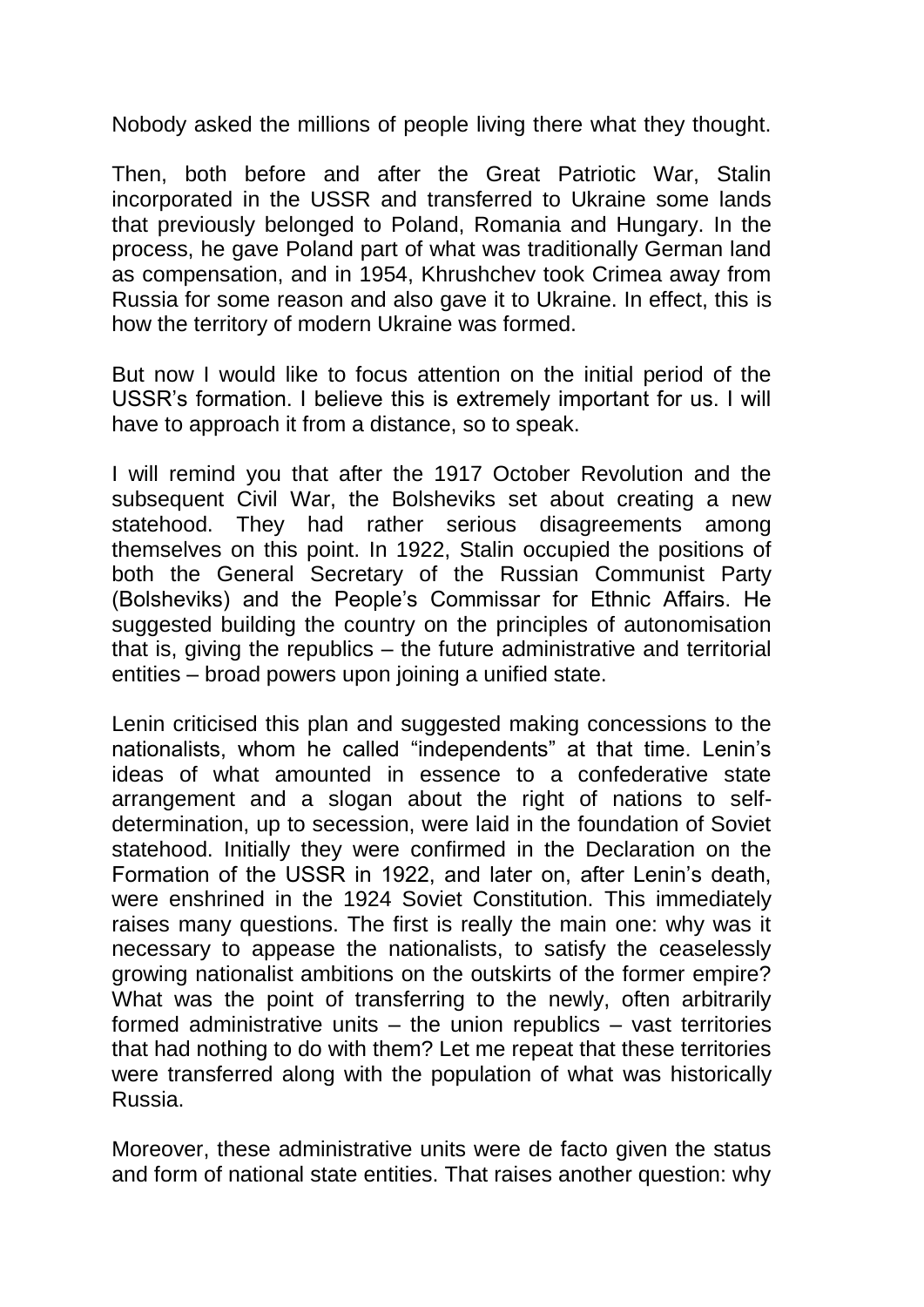Nobody asked the millions of people living there what they thought.

Then, both before and after the Great Patriotic War, Stalin incorporated in the USSR and transferred to Ukraine some lands that previously belonged to Poland, Romania and Hungary. In the process, he gave Poland part of what was traditionally German land as compensation, and in 1954, Khrushchev took Crimea away from Russia for some reason and also gave it to Ukraine. In effect, this is how the territory of modern Ukraine was formed.

But now I would like to focus attention on the initial period of the USSR's formation. I believe this is extremely important for us. I will have to approach it from a distance, so to speak.

I will remind you that after the 1917 October Revolution and the subsequent Civil War, the Bolsheviks set about creating a new statehood. They had rather serious disagreements among themselves on this point. In 1922, Stalin occupied the positions of both the General Secretary of the Russian Communist Party (Bolsheviks) and the People's Commissar for Ethnic Affairs. He suggested building the country on the principles of autonomisation that is, giving the republics – the future administrative and territorial entities – broad powers upon joining a unified state.

Lenin criticised this plan and suggested making concessions to the nationalists, whom he called "independents" at that time. Lenin's ideas of what amounted in essence to a confederative state arrangement and a slogan about the right of nations to self-determination, up to secession, were laid in the foundation of Soviet statehood. Initially they were confirmed in the Declaration on the Formation of the USSR in 1922, and later on, after Lenin's death, were enshrined in the 1924 Soviet Constitution. This immediately raises many questions. The first is really the main one: why was it necessary to appease the nationalists, to satisfy the ceaselessly growing nationalist ambitions on the outskirts of the former empire? What was the point of transferring to the newly, often arbitrarily formed administrative units – the union republics – vast territories that had nothing to do with them? Let me repeat that these territories were transferred along with the population of what was historically Russia.

Moreover, these administrative units were de facto given the status and form of national state entities. That raises another question: why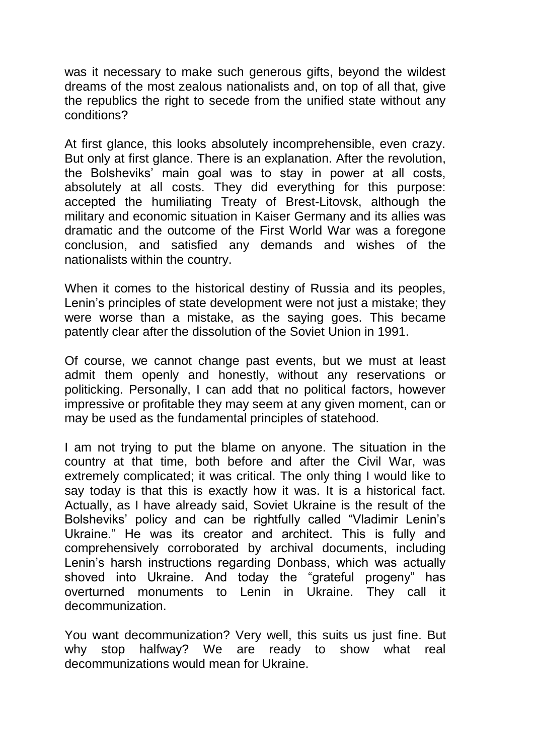was it necessary to make such generous gifts, beyond the wildest dreams of the most zealous nationalists and, on top of all that, give the republics the right to secede from the unified state without any conditions?

At first glance, this looks absolutely incomprehensible, even crazy. But only at first glance. There is an explanation. After the revolution, the Bolsheviks' main goal was to stay in power at all costs, absolutely at all costs. They did everything for this purpose: accepted the humiliating Treaty of Brest-Litovsk, although the military and economic situation in Kaiser Germany and its allies was dramatic and the outcome of the First World War was a foregone conclusion, and satisfied any demands and wishes of the nationalists within the country.

When it comes to the historical destiny of Russia and its peoples, Lenin's principles of state development were not just a mistake; they were worse than a mistake, as the saying goes. This became patently clear after the dissolution of the Soviet Union in 1991.

Of course, we cannot change past events, but we must at least admit them openly and honestly, without any reservations or politicking. Personally, I can add that no political factors, however impressive or profitable they may seem at any given moment, can or may be used as the fundamental principles of statehood.

I am not trying to put the blame on anyone. The situation in the country at that time, both before and after the Civil War, was extremely complicated; it was critical. The only thing I would like to say today is that this is exactly how it was. It is a historical fact. Actually, as I have already said, Soviet Ukraine is the result of the Bolsheviks' policy and can be rightfully called "Vladimir Lenin's Ukraine." He was its creator and architect. This is fully and comprehensively corroborated by archival documents, including Lenin's harsh instructions regarding Donbass, which was actually shoved into Ukraine. And today the "grateful progeny" has overturned monuments to Lenin in Ukraine. They call it decommunization.

You want decommunization? Very well, this suits us just fine. But why stop halfway? We are ready to show what real decommunizations would mean for Ukraine.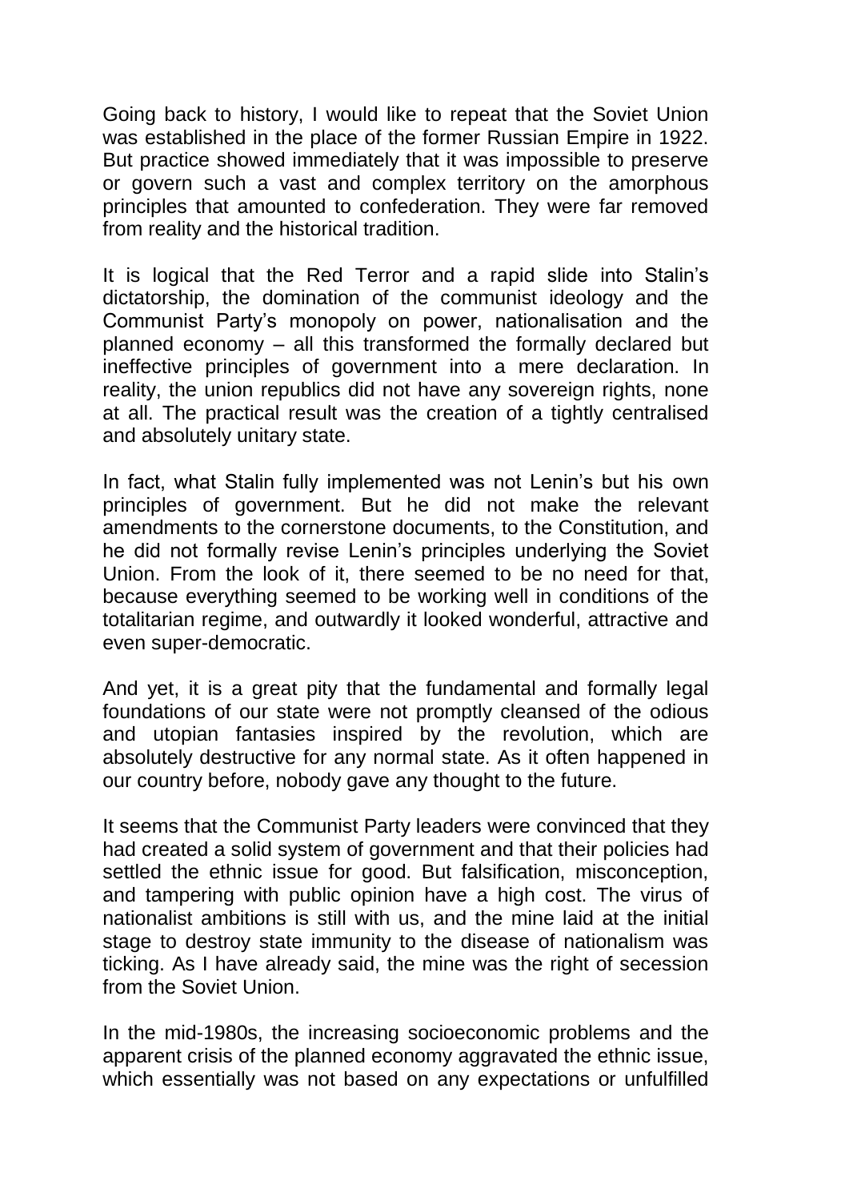Going back to history, I would like to repeat that the Soviet Union was established in the place of the former Russian Empire in 1922. But practice showed immediately that it was impossible to preserve or govern such a vast and complex territory on the amorphous principles that amounted to confederation. They were far removed from reality and the historical tradition.

It is logical that the Red Terror and a rapid slide into Stalin's dictatorship, the domination of the communist ideology and the Communist Party's monopoly on power, nationalisation and the planned economy – all this transformed the formally declared but ineffective principles of government into a mere declaration. In reality, the union republics did not have any sovereign rights, none at all. The practical result was the creation of a tightly centralised and absolutely unitary state.

In fact, what Stalin fully implemented was not Lenin's but his own principles of government. But he did not make the relevant amendments to the cornerstone documents, to the Constitution, and he did not formally revise Lenin's principles underlying the Soviet Union. From the look of it, there seemed to be no need for that, because everything seemed to be working well in conditions of the totalitarian regime, and outwardly it looked wonderful, attractive and even super-democratic.

And yet, it is a great pity that the fundamental and formally legal foundations of our state were not promptly cleansed of the odious and utopian fantasies inspired by the revolution, which are absolutely destructive for any normal state. As it often happened in our country before, nobody gave any thought to the future.

It seems that the Communist Party leaders were convinced that they had created a solid system of government and that their policies had settled the ethnic issue for good. But falsification, misconception, and tampering with public opinion have a high cost. The virus of nationalist ambitions is still with us, and the mine laid at the initial stage to destroy state immunity to the disease of nationalism was ticking. As I have already said, the mine was the right of secession from the Soviet Union.

In the mid-1980s, the increasing socioeconomic problems and the apparent crisis of the planned economy aggravated the ethnic issue, which essentially was not based on any expectations or unfulfilled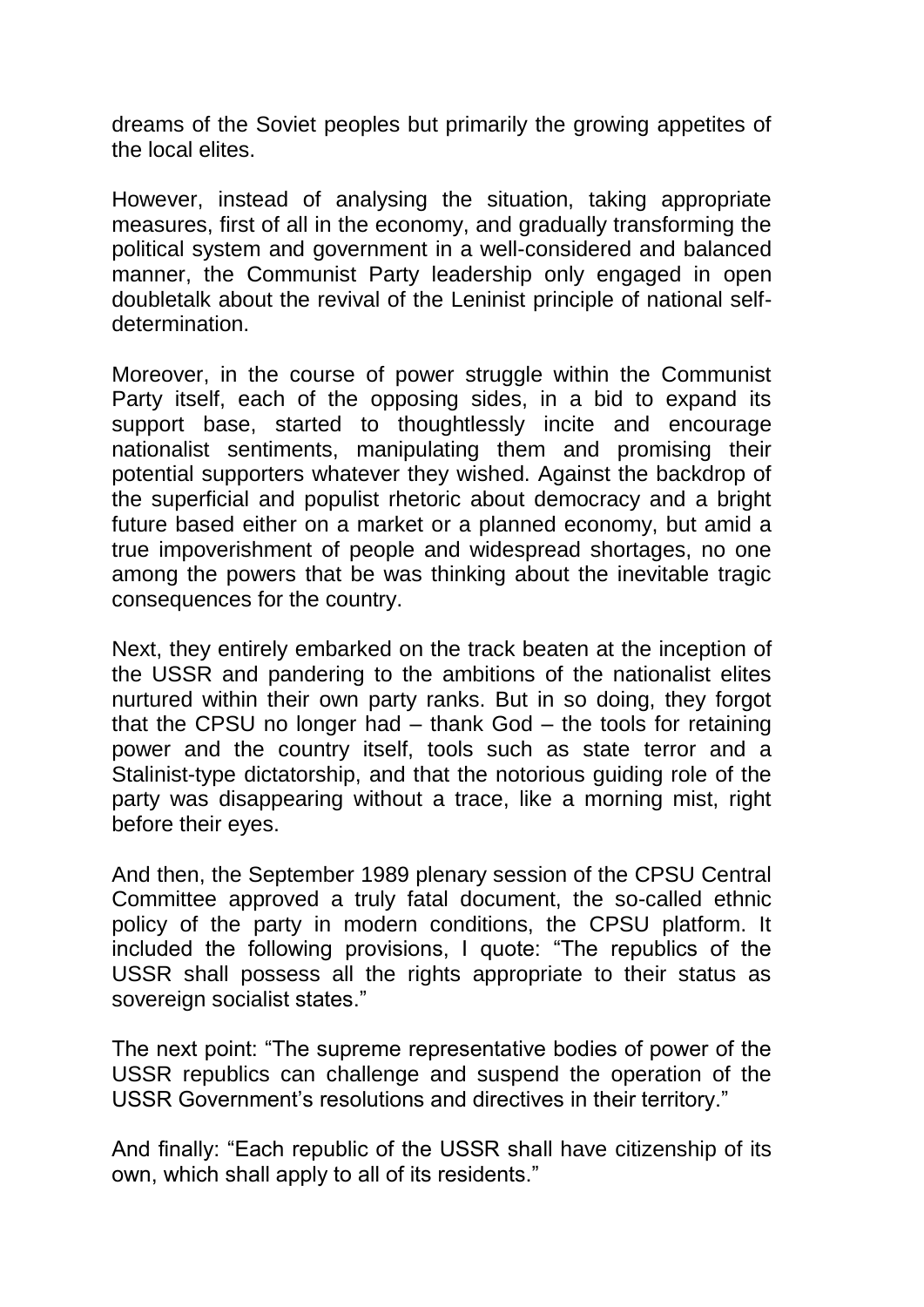dreams of the Soviet peoples but primarily the growing appetites of the local elites.

However, instead of analysing the situation, taking appropriate measures, first of all in the economy, and gradually transforming the political system and government in a well-considered and balanced manner, the Communist Party leadership only engaged in open doubletalk about the revival of the Leninist principle of national self-determination.

Moreover, in the course of power struggle within the Communist Party itself, each of the opposing sides, in a bid to expand its support base, started to thoughtlessly incite and encourage nationalist sentiments, manipulating them and promising their potential supporters whatever they wished. Against the backdrop of the superficial and populist rhetoric about democracy and a bright future based either on a market or a planned economy, but amid a true impoverishment of people and widespread shortages, no one among the powers that be was thinking about the inevitable tragic consequences for the country.

Next, they entirely embarked on the track beaten at the inception of the USSR and pandering to the ambitions of the nationalist elites nurtured within their own party ranks. But in so doing, they forgot that the CPSU no longer had – thank God – the tools for retaining power and the country itself, tools such as state terror and a Stalinist-type dictatorship, and that the notorious guiding role of the party was disappearing without a trace, like a morning mist, right before their eyes.

And then, the September 1989 plenary session of the CPSU Central Committee approved a truly fatal document, the so-called ethnic policy of the party in modern conditions, the CPSU platform. It included the following provisions, I quote: "The republics of the USSR shall possess all the rights appropriate to their status as sovereign socialist states."

The next point: "The supreme representative bodies of power of the USSR republics can challenge and suspend the operation of the USSR Government's resolutions and directives in their territory."

And finally: "Each republic of the USSR shall have citizenship of its own, which shall apply to all of its residents."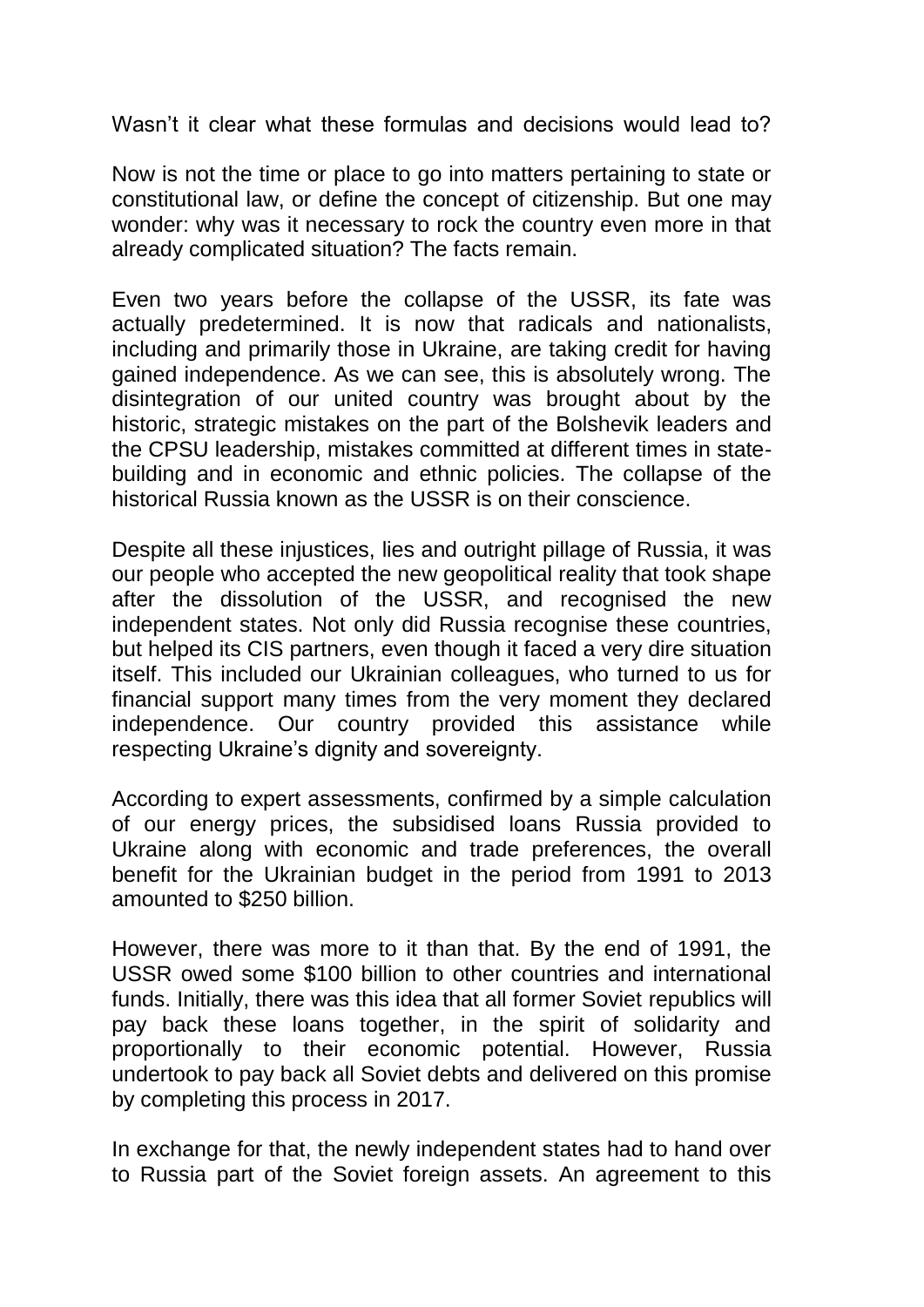Wasn't it clear what these formulas and decisions would lead to?

Now is not the time or place to go into matters pertaining to state or constitutional law, or define the concept of citizenship. But one may wonder: why was it necessary to rock the country even more in that already complicated situation? The facts remain.

Even two years before the collapse of the USSR, its fate was actually predetermined. It is now that radicals and nationalists, including and primarily those in Ukraine, are taking credit for having gained independence. As we can see, this is absolutely wrong. The disintegration of our united country was brought about by the historic, strategic mistakes on the part of the Bolshevik leaders and the CPSU leadership, mistakes committed at different times in state-building and in economic and ethnic policies. The collapse of the historical Russia known as the USSR is on their conscience.

Despite all these injustices, lies and outright pillage of Russia, it was our people who accepted the new geopolitical reality that took shape after the dissolution of the USSR, and recognised the new independent states. Not only did Russia recognise these countries, but helped its CIS partners, even though it faced a very dire situation itself. This included our Ukrainian colleagues, who turned to us for financial support many times from the very moment they declared independence. Our country provided this assistance while respecting Ukraine's dignity and sovereignty.

According to expert assessments, confirmed by a simple calculation of our energy prices, the subsidised loans Russia provided to Ukraine along with economic and trade preferences, the overall benefit for the Ukrainian budget in the period from 1991 to 2013 amounted to $250 billion.

However, there was more to it than that. By the end of 1991, the USSR owed some $100 billion to other countries and international funds. Initially, there was this idea that all former Soviet republics will pay back these loans together, in the spirit of solidarity and proportionally to their economic potential. However, Russia undertook to pay back all Soviet debts and delivered on this promise by completing this process in 2017.

In exchange for that, the newly independent states had to hand over to Russia part of the Soviet foreign assets. An agreement to this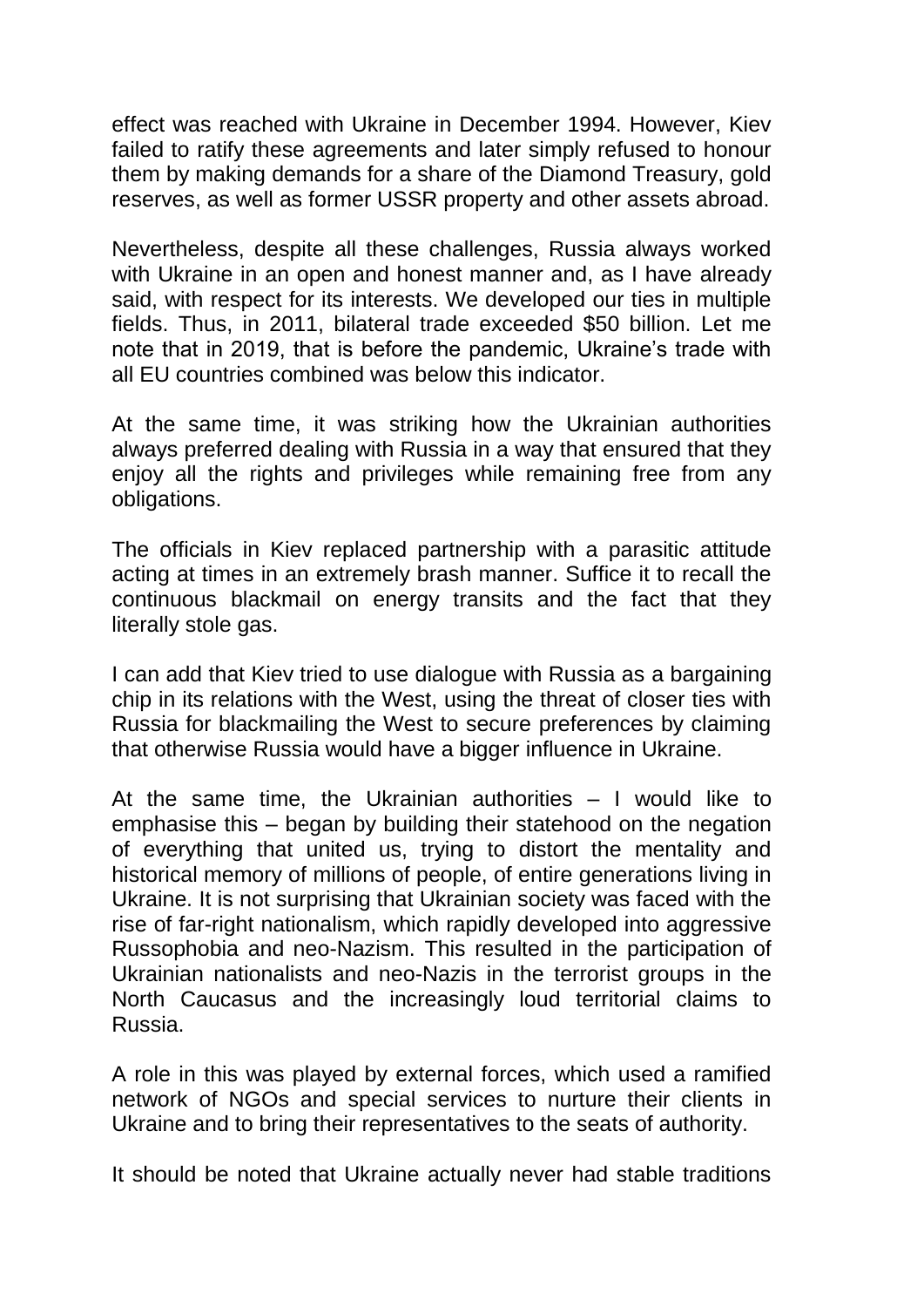effect was reached with Ukraine in December 1994. However, Kiev failed to ratify these agreements and later simply refused to honour them by making demands for a share of the Diamond Treasury, gold reserves, as well as former USSR property and other assets abroad.

Nevertheless, despite all these challenges, Russia always worked with Ukraine in an open and honest manner and, as I have already said, with respect for its interests. We developed our ties in multiple fields. Thus, in 2011, bilateral trade exceeded $50 billion. Let me note that in 2019, that is before the pandemic, Ukraine's trade with all EU countries combined was below this indicator.

At the same time, it was striking how the Ukrainian authorities always preferred dealing with Russia in a way that ensured that they enjoy all the rights and privileges while remaining free from any obligations.

The officials in Kiev replaced partnership with a parasitic attitude acting at times in an extremely brash manner. Suffice it to recall the continuous blackmail on energy transits and the fact that they literally stole gas.

I can add that Kiev tried to use dialogue with Russia as a bargaining chip in its relations with the West, using the threat of closer ties with Russia for blackmailing the West to secure preferences by claiming that otherwise Russia would have a bigger influence in Ukraine.

At the same time, the Ukrainian authorities – I would like to emphasise this – began by building their statehood on the negation of everything that united us, trying to distort the mentality and historical memory of millions of people, of entire generations living in Ukraine. It is not surprising that Ukrainian society was faced with the rise of far-right nationalism, which rapidly developed into aggressive Russophobia and neo-Nazism. This resulted in the participation of Ukrainian nationalists and neo-Nazis in the terrorist groups in the North Caucasus and the increasingly loud territorial claims to Russia.

A role in this was played by external forces, which used a ramified network of NGOs and special services to nurture their clients in Ukraine and to bring their representatives to the seats of authority.

It should be noted that Ukraine actually never had stable traditions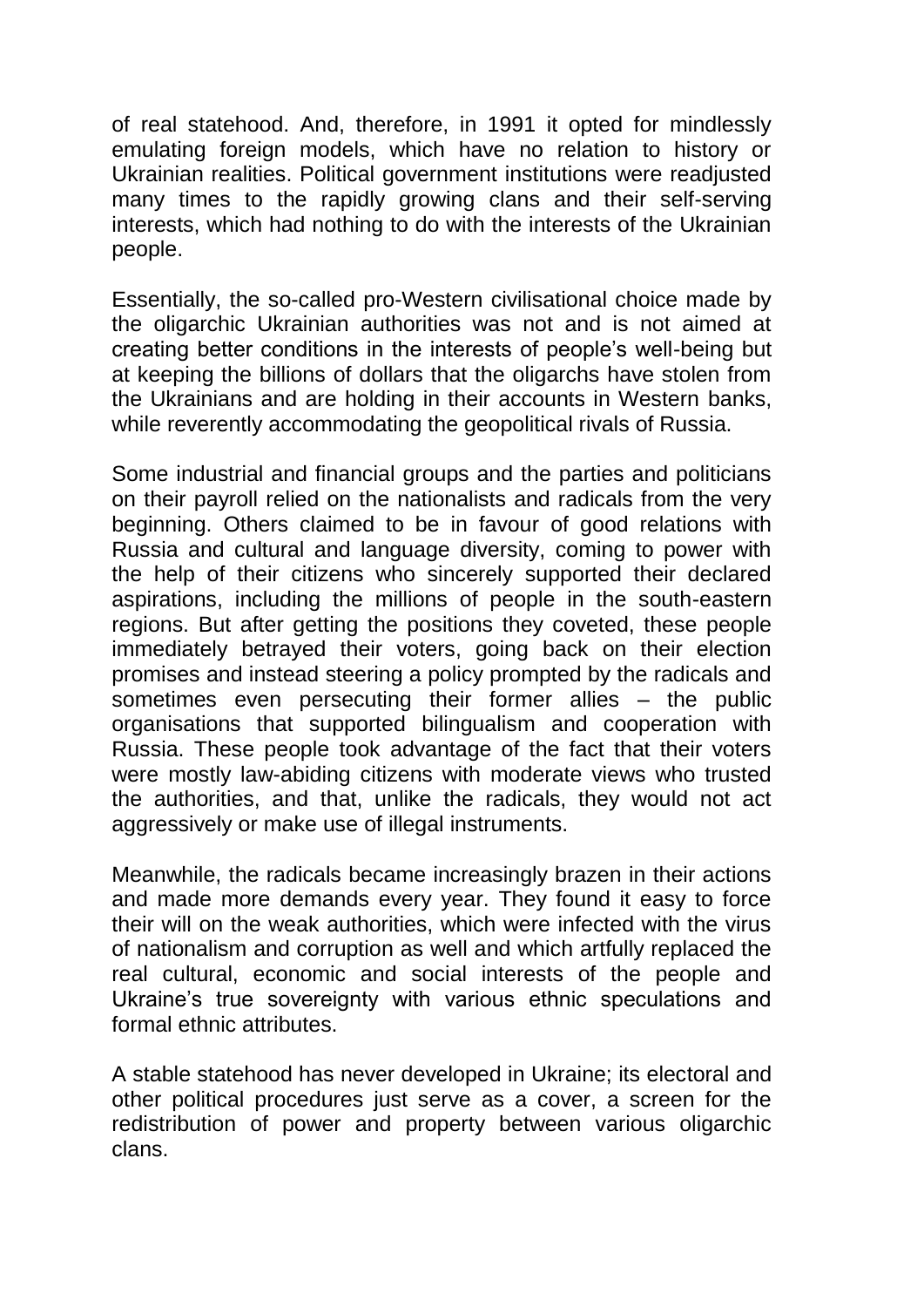of real statehood. And, therefore, in 1991 it opted for mindlessly emulating foreign models, which have no relation to history or Ukrainian realities. Political government institutions were readjusted many times to the rapidly growing clans and their self-serving interests, which had nothing to do with the interests of the Ukrainian people.

Essentially, the so-called pro-Western civilisational choice made by the oligarchic Ukrainian authorities was not and is not aimed at creating better conditions in the interests of people's well-being but at keeping the billions of dollars that the oligarchs have stolen from the Ukrainians and are holding in their accounts in Western banks, while reverently accommodating the geopolitical rivals of Russia.

Some industrial and financial groups and the parties and politicians on their payroll relied on the nationalists and radicals from the very beginning. Others claimed to be in favour of good relations with Russia and cultural and language diversity, coming to power with the help of their citizens who sincerely supported their declared aspirations, including the millions of people in the south-eastern regions. But after getting the positions they coveted, these people immediately betrayed their voters, going back on their election promises and instead steering a policy prompted by the radicals and sometimes even persecuting their former allies – the public organisations that supported bilingualism and cooperation with Russia. These people took advantage of the fact that their voters were mostly law-abiding citizens with moderate views who trusted the authorities, and that, unlike the radicals, they would not act aggressively or make use of illegal instruments.

Meanwhile, the radicals became increasingly brazen in their actions and made more demands every year. They found it easy to force their will on the weak authorities, which were infected with the virus of nationalism and corruption as well and which artfully replaced the real cultural, economic and social interests of the people and Ukraine's true sovereignty with various ethnic speculations and formal ethnic attributes.

A stable statehood has never developed in Ukraine; its electoral and other political procedures just serve as a cover, a screen for the redistribution of power and property between various oligarchic clans.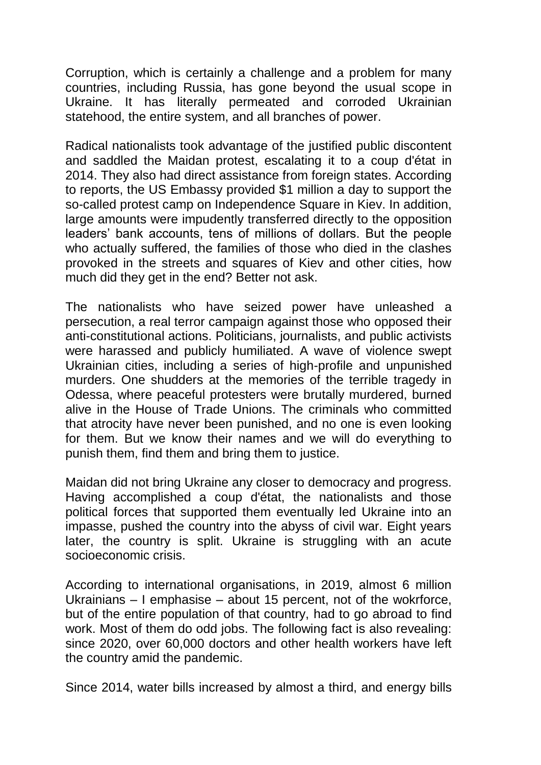Corruption, which is certainly a challenge and a problem for many countries, including Russia, has gone beyond the usual scope in Ukraine. It has literally permeated and corroded Ukrainian statehood, the entire system, and all branches of power.

Radical nationalists took advantage of the justified public discontent and saddled the Maidan protest, escalating it to a coup d'état in 2014. They also had direct assistance from foreign states. According to reports, the US Embassy provided $1 million a day to support the so-called protest camp on Independence Square in Kiev. In addition, large amounts were impudently transferred directly to the opposition leaders' bank accounts, tens of millions of dollars. But the people who actually suffered, the families of those who died in the clashes provoked in the streets and squares of Kiev and other cities, how much did they get in the end? Better not ask.

The nationalists who have seized power have unleashed a persecution, a real terror campaign against those who opposed their anti-constitutional actions. Politicians, journalists, and public activists were harassed and publicly humiliated. A wave of violence swept Ukrainian cities, including a series of high-profile and unpunished murders. One shudders at the memories of the terrible tragedy in Odessa, where peaceful protesters were brutally murdered, burned alive in the House of Trade Unions. The criminals who committed that atrocity have never been punished, and no one is even looking for them. But we know their names and we will do everything to punish them, find them and bring them to justice.

Maidan did not bring Ukraine any closer to democracy and progress. Having accomplished a coup d'état, the nationalists and those political forces that supported them eventually led Ukraine into an impasse, pushed the country into the abyss of civil war. Eight years later, the country is split. Ukraine is struggling with an acute socioeconomic crisis.

According to international organisations, in 2019, almost 6 million Ukrainians – I emphasise – about 15 percent, not of the wokrforce, but of the entire population of that country, had to go abroad to find work. Most of them do odd jobs. The following fact is also revealing: since 2020, over 60,000 doctors and other health workers have left the country amid the pandemic.

Since 2014, water bills increased by almost a third, and energy bills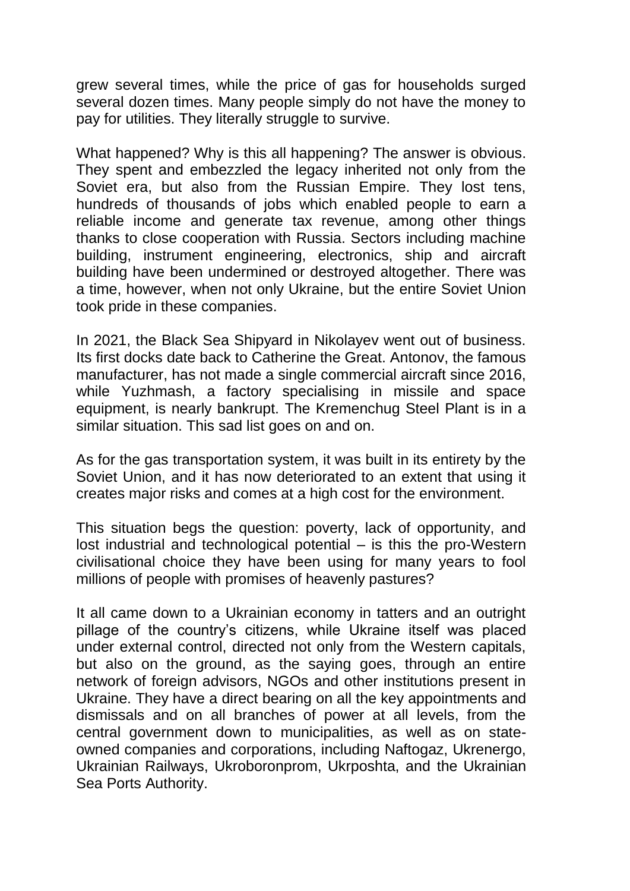grew several times, while the price of gas for households surged several dozen times. Many people simply do not have the money to pay for utilities. They literally struggle to survive.

What happened? Why is this all happening? The answer is obvious. They spent and embezzled the legacy inherited not only from the Soviet era, but also from the Russian Empire. They lost tens, hundreds of thousands of jobs which enabled people to earn a reliable income and generate tax revenue, among other things thanks to close cooperation with Russia. Sectors including machine building, instrument engineering, electronics, ship and aircraft building have been undermined or destroyed altogether. There was a time, however, when not only Ukraine, but the entire Soviet Union took pride in these companies.

In 2021, the Black Sea Shipyard in Nikolayev went out of business. Its first docks date back to Catherine the Great. Antonov, the famous manufacturer, has not made a single commercial aircraft since 2016, while Yuzhmash, a factory specialising in missile and space equipment, is nearly bankrupt. The Kremenchug Steel Plant is in a similar situation. This sad list goes on and on.

As for the gas transportation system, it was built in its entirety by the Soviet Union, and it has now deteriorated to an extent that using it creates major risks and comes at a high cost for the environment.

This situation begs the question: poverty, lack of opportunity, and lost industrial and technological potential – is this the pro-Western civilisational choice they have been using for many years to fool millions of people with promises of heavenly pastures?

It all came down to a Ukrainian economy in tatters and an outright pillage of the country's citizens, while Ukraine itself was placed under external control, directed not only from the Western capitals, but also on the ground, as the saying goes, through an entire network of foreign advisors, NGOs and other institutions present in Ukraine. They have a direct bearing on all the key appointments and dismissals and on all branches of power at all levels, from the central government down to municipalities, as well as on state-owned companies and corporations, including Naftogaz, Ukrenergo, Ukrainian Railways, Ukroboronprom, Ukrposhta, and the Ukrainian Sea Ports Authority.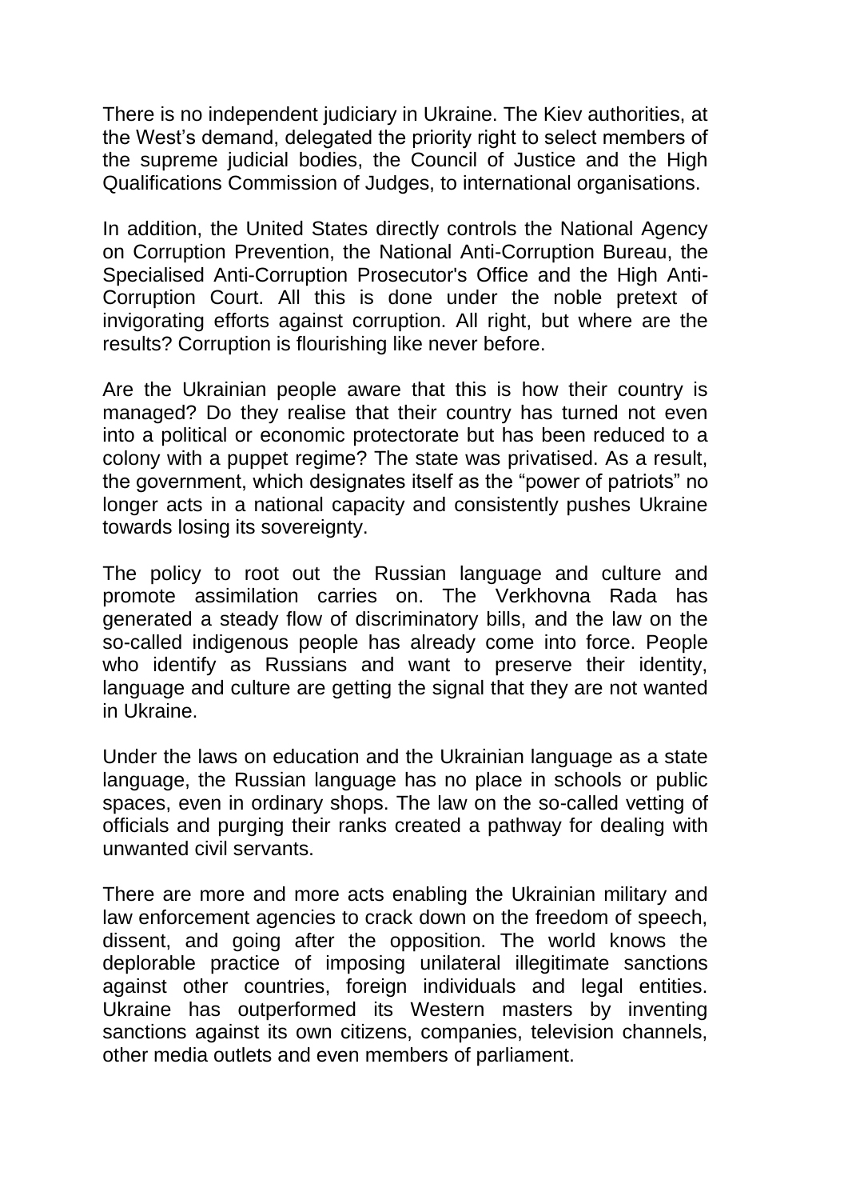There is no independent judiciary in Ukraine. The Kiev authorities, at the West's demand, delegated the priority right to select members of the supreme judicial bodies, the Council of Justice and the High Qualifications Commission of Judges, to international organisations.

In addition, the United States directly controls the National Agency on Corruption Prevention, the National Anti-Corruption Bureau, the Specialised Anti-Corruption Prosecutor's Office and the High Anti-Corruption Court. All this is done under the noble pretext of invigorating efforts against corruption. All right, but where are the results? Corruption is flourishing like never before.

Are the Ukrainian people aware that this is how their country is managed? Do they realise that their country has turned not even into a political or economic protectorate but has been reduced to a colony with a puppet regime? The state was privatised. As a result, the government, which designates itself as the "power of patriots" no longer acts in a national capacity and consistently pushes Ukraine towards losing its sovereignty.

The policy to root out the Russian language and culture and promote assimilation carries on. The Verkhovna Rada has generated a steady flow of discriminatory bills, and the law on the so-called indigenous people has already come into force. People who identify as Russians and want to preserve their identity, language and culture are getting the signal that they are not wanted in Ukraine.

Under the laws on education and the Ukrainian language as a state language, the Russian language has no place in schools or public spaces, even in ordinary shops. The law on the so-called vetting of officials and purging their ranks created a pathway for dealing with unwanted civil servants.

There are more and more acts enabling the Ukrainian military and law enforcement agencies to crack down on the freedom of speech, dissent, and going after the opposition. The world knows the deplorable practice of imposing unilateral illegitimate sanctions against other countries, foreign individuals and legal entities. Ukraine has outperformed its Western masters by inventing sanctions against its own citizens, companies, television channels, other media outlets and even members of parliament.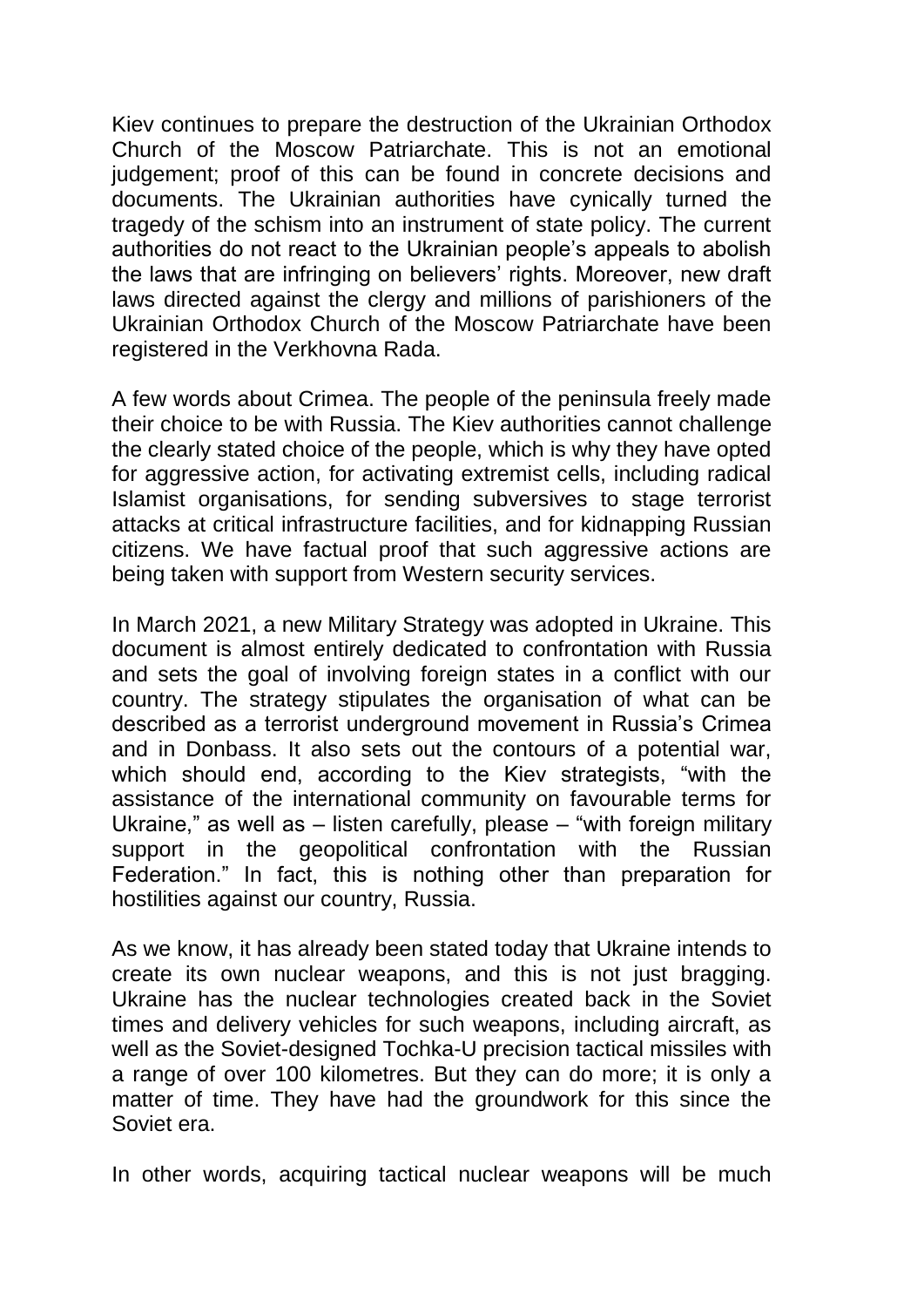Kiev continues to prepare the destruction of the Ukrainian Orthodox Church of the Moscow Patriarchate. This is not an emotional judgement; proof of this can be found in concrete decisions and documents. The Ukrainian authorities have cynically turned the tragedy of the schism into an instrument of state policy. The current authorities do not react to the Ukrainian people's appeals to abolish the laws that are infringing on believers' rights. Moreover, new draft laws directed against the clergy and millions of parishioners of the Ukrainian Orthodox Church of the Moscow Patriarchate have been registered in the Verkhovna Rada.

A few words about Crimea. The people of the peninsula freely made their choice to be with Russia. The Kiev authorities cannot challenge the clearly stated choice of the people, which is why they have opted for aggressive action, for activating extremist cells, including radical Islamist organisations, for sending subversives to stage terrorist attacks at critical infrastructure facilities, and for kidnapping Russian citizens. We have factual proof that such aggressive actions are being taken with support from Western security services.

In March 2021, a new Military Strategy was adopted in Ukraine. This document is almost entirely dedicated to confrontation with Russia and sets the goal of involving foreign states in a conflict with our country. The strategy stipulates the organisation of what can be described as a terrorist underground movement in Russia's Crimea and in Donbass. It also sets out the contours of a potential war, which should end, according to the Kiev strategists, "with the assistance of the international community on favourable terms for Ukraine," as well as – listen carefully, please – "with foreign military support in the geopolitical confrontation with the Russian Federation." In fact, this is nothing other than preparation for hostilities against our country, Russia.

As we know, it has already been stated today that Ukraine intends to create its own nuclear weapons, and this is not just bragging. Ukraine has the nuclear technologies created back in the Soviet times and delivery vehicles for such weapons, including aircraft, as well as the Soviet-designed Tochka-U precision tactical missiles with a range of over 100 kilometres. But they can do more; it is only a matter of time. They have had the groundwork for this since the Soviet era.

In other words, acquiring tactical nuclear weapons will be much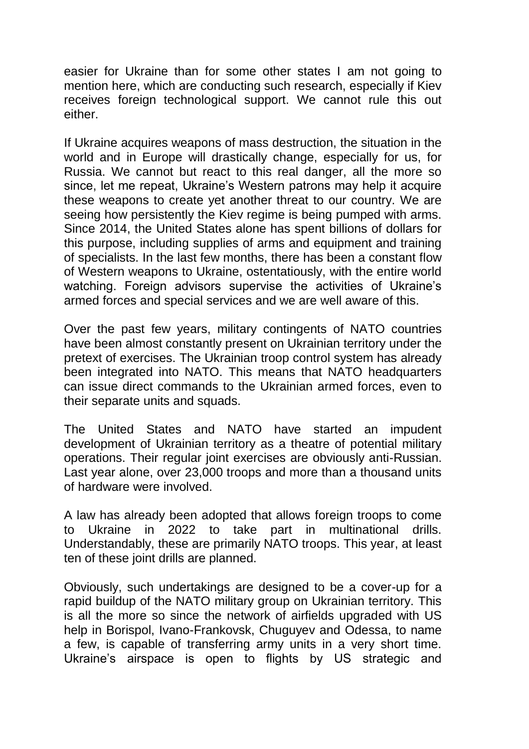easier for Ukraine than for some other states I am not going to mention here, which are conducting such research, especially if Kiev receives foreign technological support. We cannot rule this out either.

If Ukraine acquires weapons of mass destruction, the situation in the world and in Europe will drastically change, especially for us, for Russia. We cannot but react to this real danger, all the more so since, let me repeat, Ukraine's Western patrons may help it acquire these weapons to create yet another threat to our country. We are seeing how persistently the Kiev regime is being pumped with arms. Since 2014, the United States alone has spent billions of dollars for this purpose, including supplies of arms and equipment and training of specialists. In the last few months, there has been a constant flow of Western weapons to Ukraine, ostentatiously, with the entire world watching. Foreign advisors supervise the activities of Ukraine's armed forces and special services and we are well aware of this.

Over the past few years, military contingents of NATO countries have been almost constantly present on Ukrainian territory under the pretext of exercises. The Ukrainian troop control system has already been integrated into NATO. This means that NATO headquarters can issue direct commands to the Ukrainian armed forces, even to their separate units and squads.

The United States and NATO have started an impudent development of Ukrainian territory as a theatre of potential military operations. Their regular joint exercises are obviously anti-Russian. Last year alone, over 23,000 troops and more than a thousand units of hardware were involved.

A law has already been adopted that allows foreign troops to come to Ukraine in 2022 to take part in multinational drills. Understandably, these are primarily NATO troops. This year, at least ten of these joint drills are planned.

Obviously, such undertakings are designed to be a cover-up for a rapid buildup of the NATO military group on Ukrainian territory. This is all the more so since the network of airfields upgraded with US help in Borispol, Ivano-Frankovsk, Chuguyev and Odessa, to name a few, is capable of transferring army units in a very short time. Ukraine's airspace is open to flights by US strategic and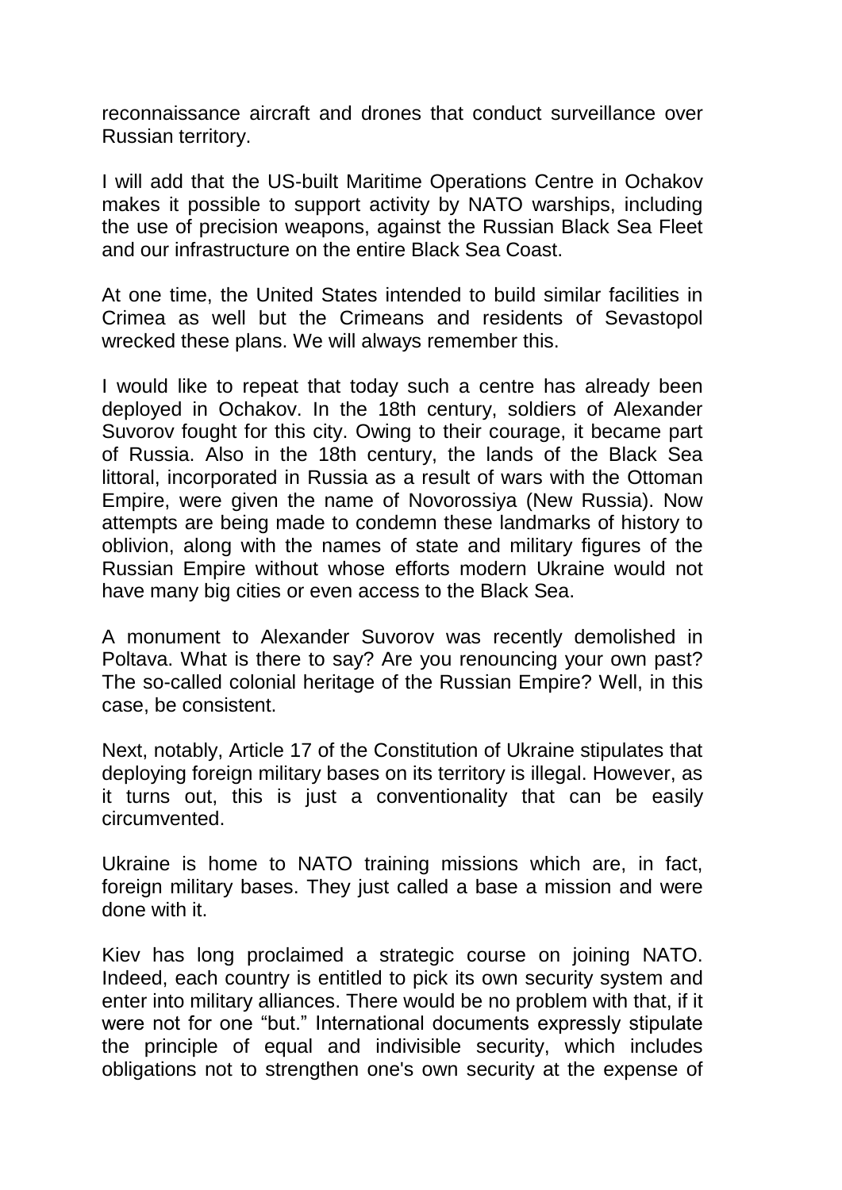reconnaissance aircraft and drones that conduct surveillance over Russian territory.

I will add that the US-built Maritime Operations Centre in Ochakov makes it possible to support activity by NATO warships, including the use of precision weapons, against the Russian Black Sea Fleet and our infrastructure on the entire Black Sea Coast.

At one time, the United States intended to build similar facilities in Crimea as well but the Crimeans and residents of Sevastopol wrecked these plans. We will always remember this.

I would like to repeat that today such a centre has already been deployed in Ochakov. In the 18th century, soldiers of Alexander Suvorov fought for this city. Owing to their courage, it became part of Russia. Also in the 18th century, the lands of the Black Sea littoral, incorporated in Russia as a result of wars with the Ottoman Empire, were given the name of Novorossiya (New Russia). Now attempts are being made to condemn these landmarks of history to oblivion, along with the names of state and military figures of the Russian Empire without whose efforts modern Ukraine would not have many big cities or even access to the Black Sea.

A monument to Alexander Suvorov was recently demolished in Poltava. What is there to say? Are you renouncing your own past? The so-called colonial heritage of the Russian Empire? Well, in this case, be consistent.

Next, notably, Article 17 of the Constitution of Ukraine stipulates that deploying foreign military bases on its territory is illegal. However, as it turns out, this is just a conventionality that can be easily circumvented.

Ukraine is home to NATO training missions which are, in fact, foreign military bases. They just called a base a mission and were done with it.

Kiev has long proclaimed a strategic course on joining NATO. Indeed, each country is entitled to pick its own security system and enter into military alliances. There would be no problem with that, if it were not for one "but." International documents expressly stipulate the principle of equal and indivisible security, which includes obligations not to strengthen one's own security at the expense of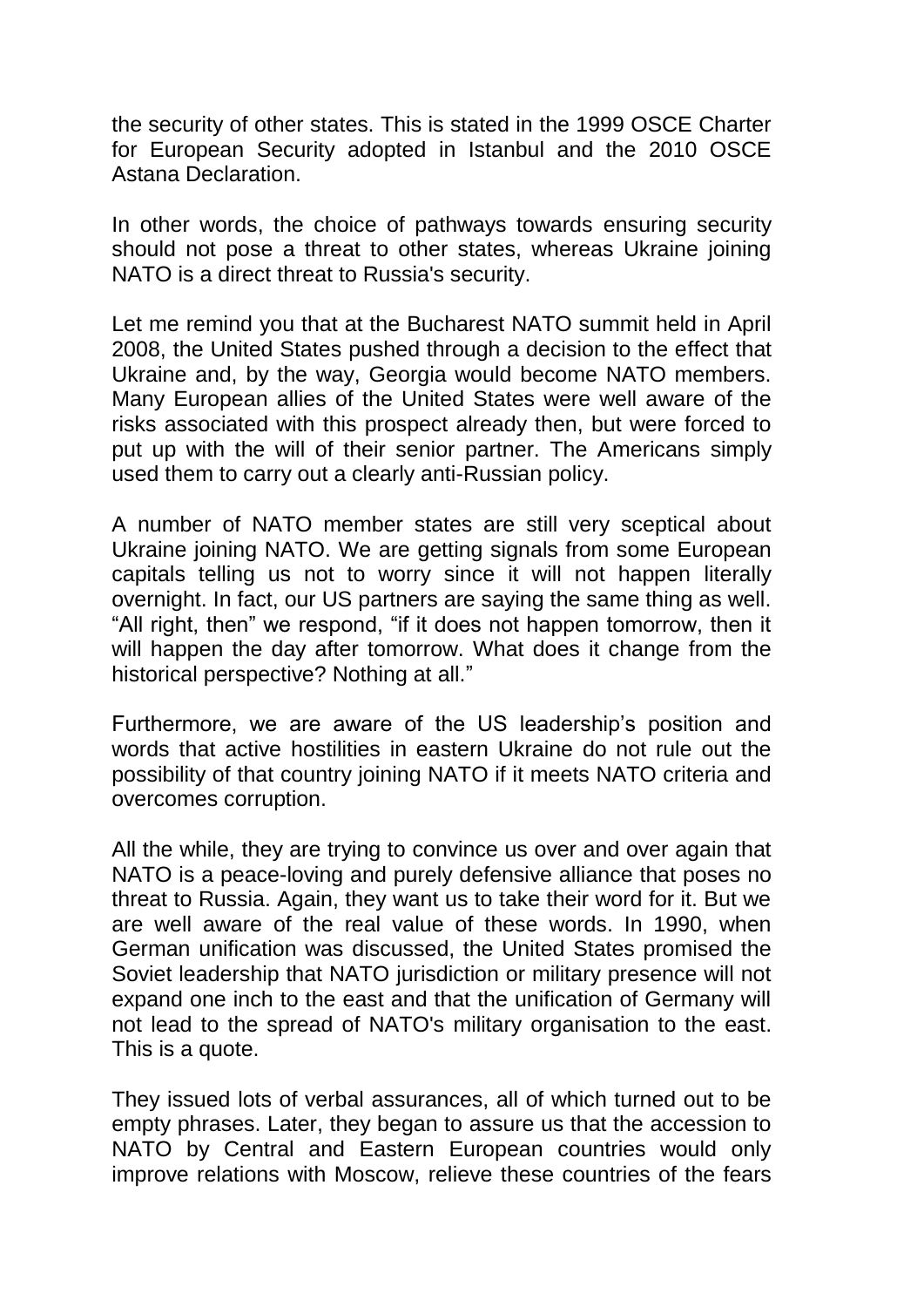the security of other states. This is stated in the 1999 OSCE Charter for European Security adopted in Istanbul and the 2010 OSCE Astana Declaration.

In other words, the choice of pathways towards ensuring security should not pose a threat to other states, whereas Ukraine joining NATO is a direct threat to Russia's security.

Let me remind you that at the Bucharest NATO summit held in April 2008, the United States pushed through a decision to the effect that Ukraine and, by the way, Georgia would become NATO members. Many European allies of the United States were well aware of the risks associated with this prospect already then, but were forced to put up with the will of their senior partner. The Americans simply used them to carry out a clearly anti-Russian policy.

A number of NATO member states are still very sceptical about Ukraine joining NATO. We are getting signals from some European capitals telling us not to worry since it will not happen literally overnight. In fact, our US partners are saying the same thing as well. "All right, then" we respond, "if it does not happen tomorrow, then it will happen the day after tomorrow. What does it change from the historical perspective? Nothing at all."

Furthermore, we are aware of the US leadership's position and words that active hostilities in eastern Ukraine do not rule out the possibility of that country joining NATO if it meets NATO criteria and overcomes corruption.

All the while, they are trying to convince us over and over again that NATO is a peace-loving and purely defensive alliance that poses no threat to Russia. Again, they want us to take their word for it. But we are well aware of the real value of these words. In 1990, when German unification was discussed, the United States promised the Soviet leadership that NATO jurisdiction or military presence will not expand one inch to the east and that the unification of Germany will not lead to the spread of NATO's military organisation to the east. This is a quote.

They issued lots of verbal assurances, all of which turned out to be empty phrases. Later, they began to assure us that the accession to NATO by Central and Eastern European countries would only improve relations with Moscow, relieve these countries of the fears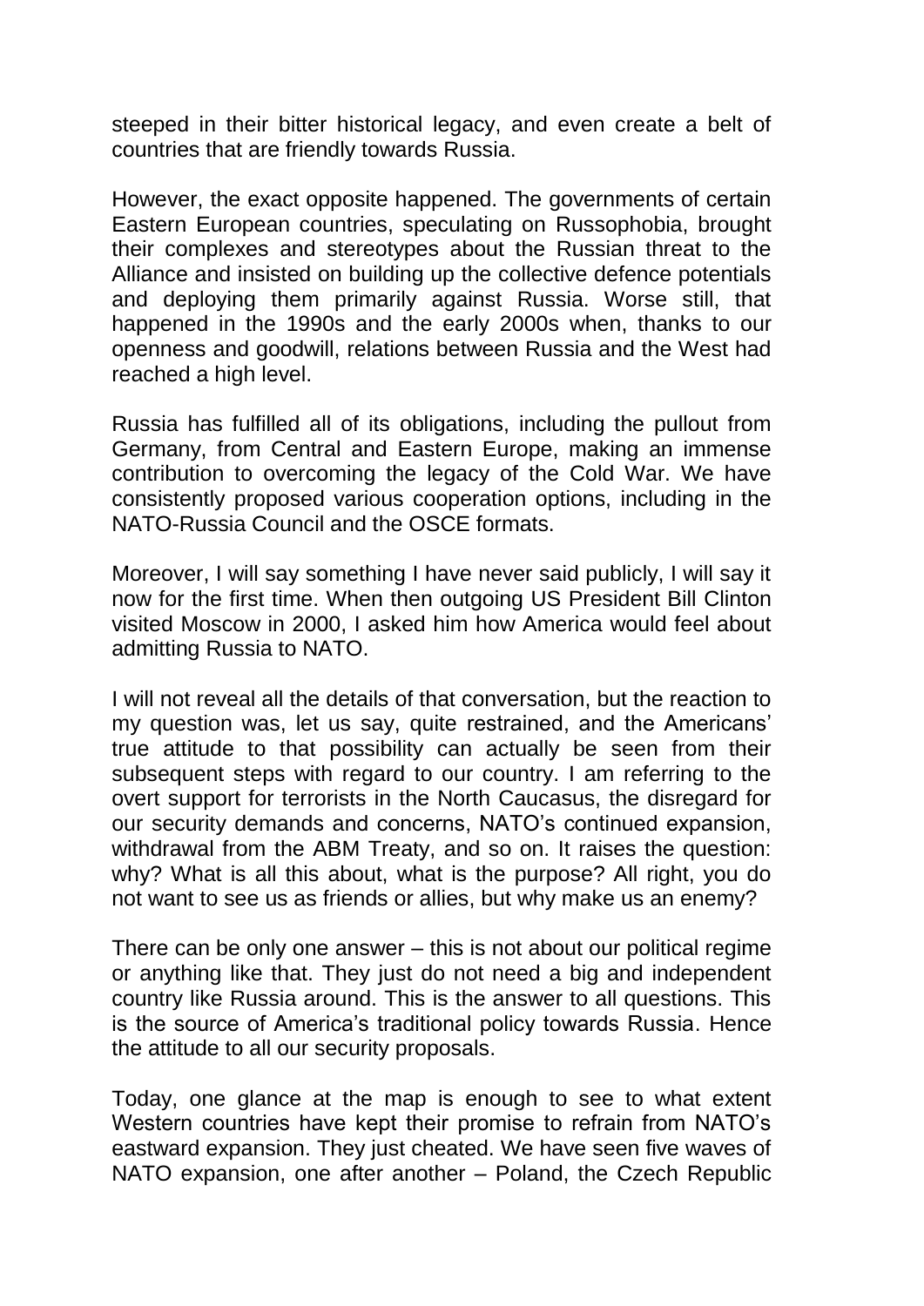steeped in their bitter historical legacy, and even create a belt of countries that are friendly towards Russia.

However, the exact opposite happened. The governments of certain Eastern European countries, speculating on Russophobia, brought their complexes and stereotypes about the Russian threat to the Alliance and insisted on building up the collective defence potentials and deploying them primarily against Russia. Worse still, that happened in the 1990s and the early 2000s when, thanks to our openness and goodwill, relations between Russia and the West had reached a high level.

Russia has fulfilled all of its obligations, including the pullout from Germany, from Central and Eastern Europe, making an immense contribution to overcoming the legacy of the Cold War. We have consistently proposed various cooperation options, including in the NATO-Russia Council and the OSCE formats.

Moreover, I will say something I have never said publicly, I will say it now for the first time. When then outgoing US President Bill Clinton visited Moscow in 2000, I asked him how America would feel about admitting Russia to NATO.

I will not reveal all the details of that conversation, but the reaction to my question was, let us say, quite restrained, and the Americans' true attitude to that possibility can actually be seen from their subsequent steps with regard to our country. I am referring to the overt support for terrorists in the North Caucasus, the disregard for our security demands and concerns, NATO's continued expansion, withdrawal from the ABM Treaty, and so on. It raises the question: why? What is all this about, what is the purpose? All right, you do not want to see us as friends or allies, but why make us an enemy?

There can be only one answer – this is not about our political regime or anything like that. They just do not need a big and independent country like Russia around. This is the answer to all questions. This is the source of America's traditional policy towards Russia. Hence the attitude to all our security proposals.

Today, one glance at the map is enough to see to what extent Western countries have kept their promise to refrain from NATO's eastward expansion. They just cheated. We have seen five waves of NATO expansion, one after another – Poland, the Czech Republic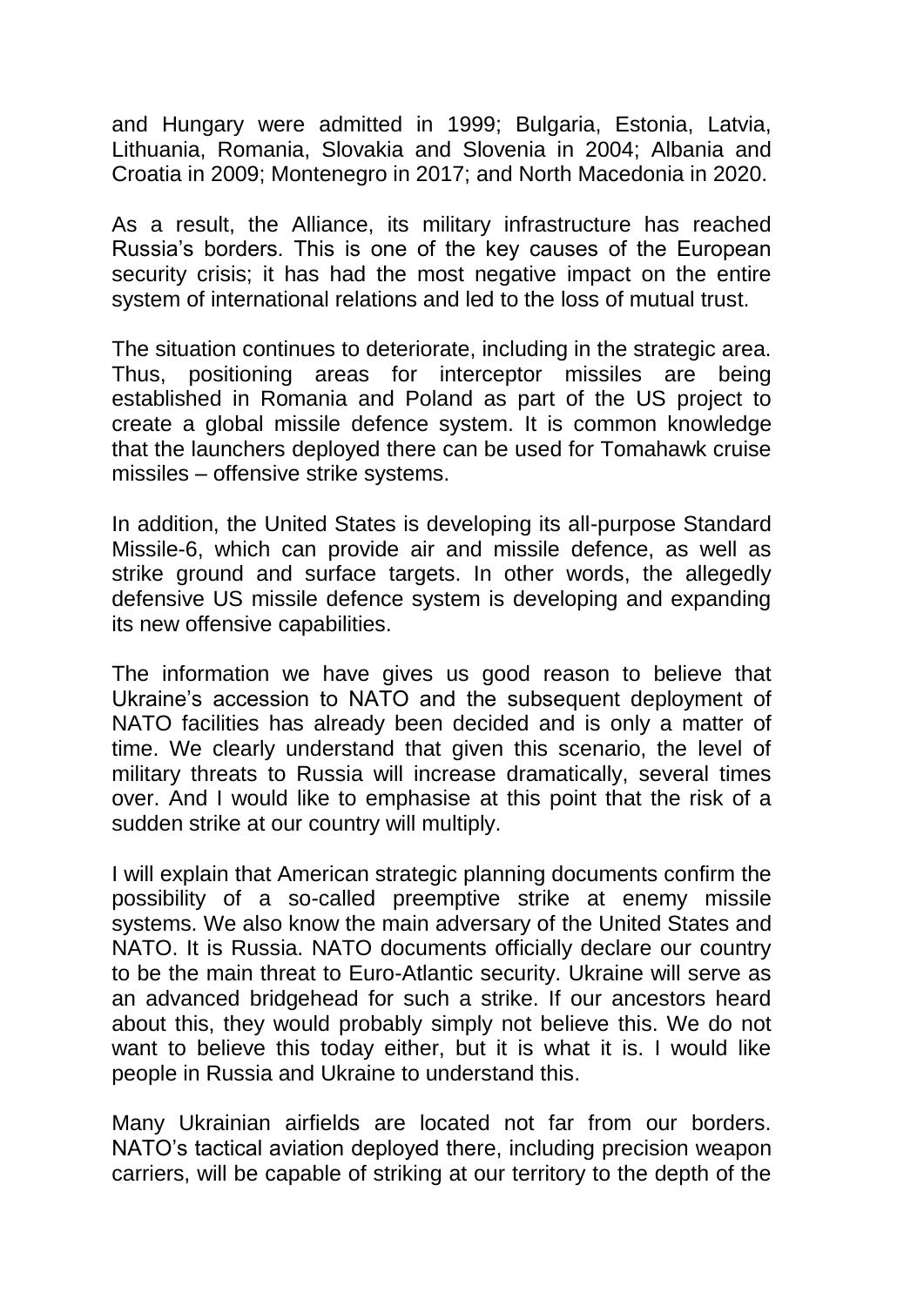and Hungary were admitted in 1999; Bulgaria, Estonia, Latvia, Lithuania, Romania, Slovakia and Slovenia in 2004; Albania and Croatia in 2009; Montenegro in 2017; and North Macedonia in 2020.

As a result, the Alliance, its military infrastructure has reached Russia's borders. This is one of the key causes of the European security crisis; it has had the most negative impact on the entire system of international relations and led to the loss of mutual trust.

The situation continues to deteriorate, including in the strategic area. Thus, positioning areas for interceptor missiles are being established in Romania and Poland as part of the US project to create a global missile defence system. It is common knowledge that the launchers deployed there can be used for Tomahawk cruise missiles – offensive strike systems.

In addition, the United States is developing its all-purpose Standard Missile-6, which can provide air and missile defence, as well as strike ground and surface targets. In other words, the allegedly defensive US missile defence system is developing and expanding its new offensive capabilities.

The information we have gives us good reason to believe that Ukraine's accession to NATO and the subsequent deployment of NATO facilities has already been decided and is only a matter of time. We clearly understand that given this scenario, the level of military threats to Russia will increase dramatically, several times over. And I would like to emphasise at this point that the risk of a sudden strike at our country will multiply.

I will explain that American strategic planning documents confirm the possibility of a so-called preemptive strike at enemy missile systems. We also know the main adversary of the United States and NATO. It is Russia. NATO documents officially declare our country to be the main threat to Euro-Atlantic security. Ukraine will serve as an advanced bridgehead for such a strike. If our ancestors heard about this, they would probably simply not believe this. We do not want to believe this today either, but it is what it is. I would like people in Russia and Ukraine to understand this.

Many Ukrainian airfields are located not far from our borders. NATO's tactical aviation deployed there, including precision weapon carriers, will be capable of striking at our territory to the depth of the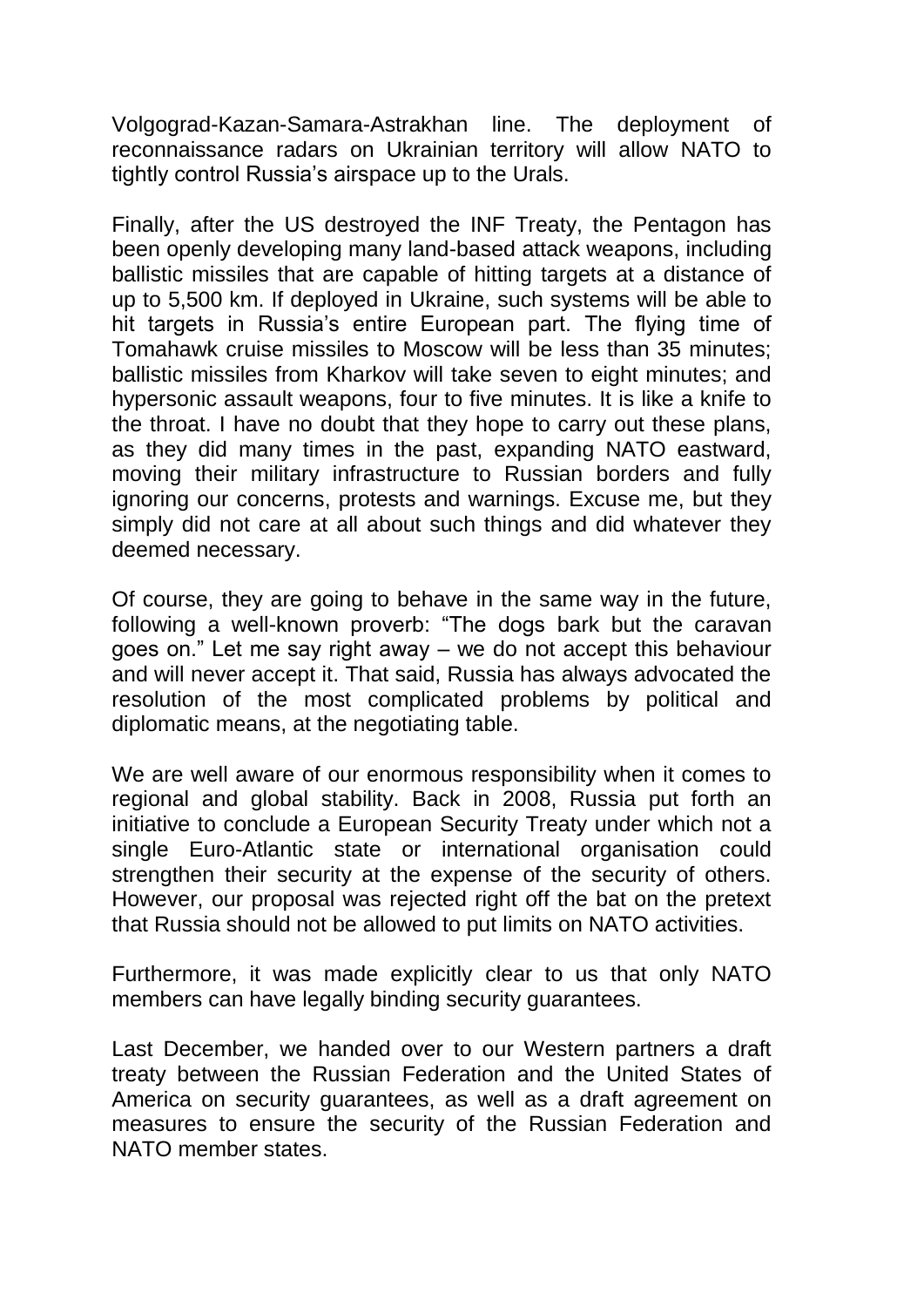Volgograd-Kazan-Samara-Astrakhan line. The deployment of reconnaissance radars on Ukrainian territory will allow NATO to tightly control Russia's airspace up to the Urals.

Finally, after the US destroyed the INF Treaty, the Pentagon has been openly developing many land-based attack weapons, including ballistic missiles that are capable of hitting targets at a distance of up to 5,500 km. If deployed in Ukraine, such systems will be able to hit targets in Russia's entire European part. The flying time of Tomahawk cruise missiles to Moscow will be less than 35 minutes; ballistic missiles from Kharkov will take seven to eight minutes; and hypersonic assault weapons, four to five minutes. It is like a knife to the throat. I have no doubt that they hope to carry out these plans, as they did many times in the past, expanding NATO eastward, moving their military infrastructure to Russian borders and fully ignoring our concerns, protests and warnings. Excuse me, but they simply did not care at all about such things and did whatever they deemed necessary.

Of course, they are going to behave in the same way in the future, following a well-known proverb: "The dogs bark but the caravan goes on." Let me say right away – we do not accept this behaviour and will never accept it. That said, Russia has always advocated the resolution of the most complicated problems by political and diplomatic means, at the negotiating table.

We are well aware of our enormous responsibility when it comes to regional and global stability. Back in 2008, Russia put forth an initiative to conclude a European Security Treaty under which not a single Euro-Atlantic state or international organisation could strengthen their security at the expense of the security of others. However, our proposal was rejected right off the bat on the pretext that Russia should not be allowed to put limits on NATO activities.

Furthermore, it was made explicitly clear to us that only NATO members can have legally binding security guarantees.

Last December, we handed over to our Western partners a draft treaty between the Russian Federation and the United States of America on security guarantees, as well as a draft agreement on measures to ensure the security of the Russian Federation and NATO member states.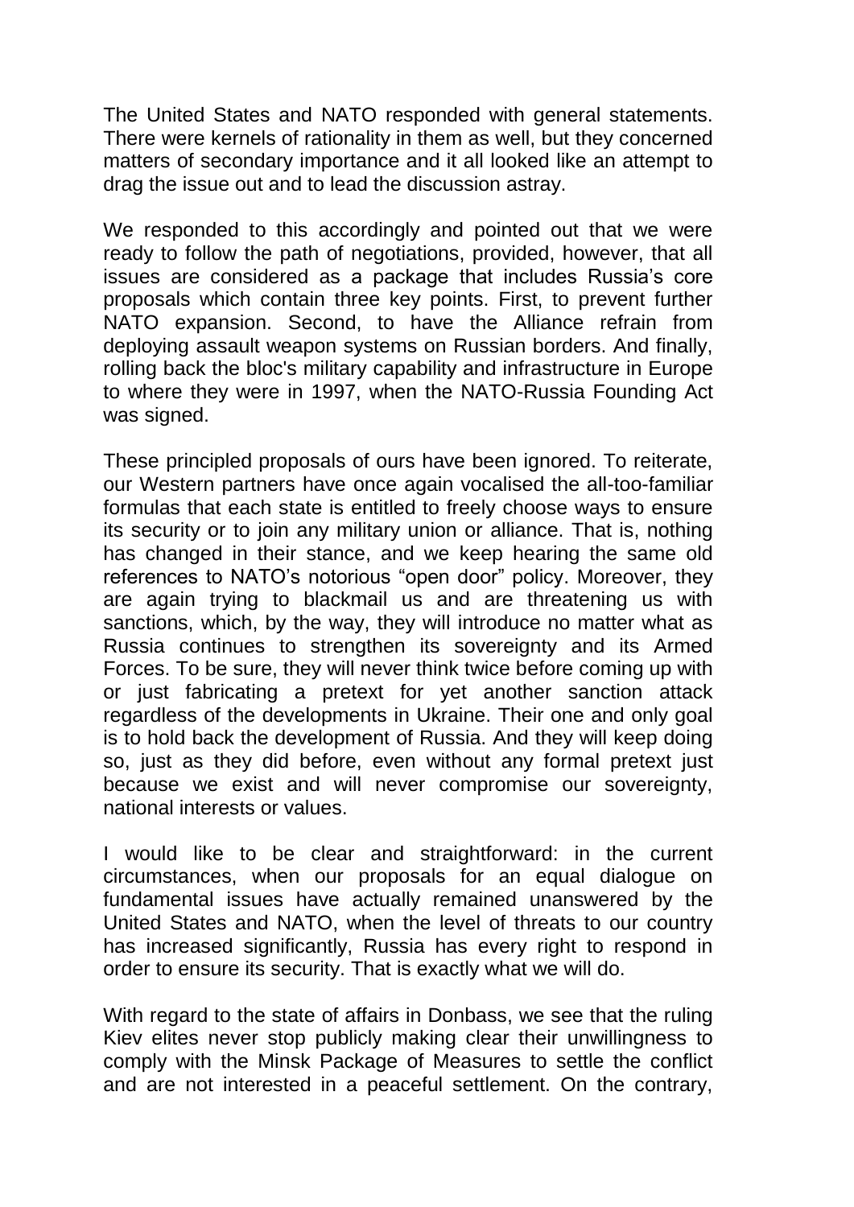The United States and NATO responded with general statements. There were kernels of rationality in them as well, but they concerned matters of secondary importance and it all looked like an attempt to drag the issue out and to lead the discussion astray.

We responded to this accordingly and pointed out that we were ready to follow the path of negotiations, provided, however, that all issues are considered as a package that includes Russia's core proposals which contain three key points. First, to prevent further NATO expansion. Second, to have the Alliance refrain from deploying assault weapon systems on Russian borders. And finally, rolling back the bloc's military capability and infrastructure in Europe to where they were in 1997, when the NATO-Russia Founding Act was signed.

These principled proposals of ours have been ignored. To reiterate, our Western partners have once again vocalised the all-too-familiar formulas that each state is entitled to freely choose ways to ensure its security or to join any military union or alliance. That is, nothing has changed in their stance, and we keep hearing the same old references to NATO's notorious "open door" policy. Moreover, they are again trying to blackmail us and are threatening us with sanctions, which, by the way, they will introduce no matter what as Russia continues to strengthen its sovereignty and its Armed Forces. To be sure, they will never think twice before coming up with or just fabricating a pretext for yet another sanction attack regardless of the developments in Ukraine. Their one and only goal is to hold back the development of Russia. And they will keep doing so, just as they did before, even without any formal pretext just because we exist and will never compromise our sovereignty, national interests or values.

I would like to be clear and straightforward: in the current circumstances, when our proposals for an equal dialogue on fundamental issues have actually remained unanswered by the United States and NATO, when the level of threats to our country has increased significantly, Russia has every right to respond in order to ensure its security. That is exactly what we will do.

With regard to the state of affairs in Donbass, we see that the ruling Kiev elites never stop publicly making clear their unwillingness to comply with the Minsk Package of Measures to settle the conflict and are not interested in a peaceful settlement. On the contrary,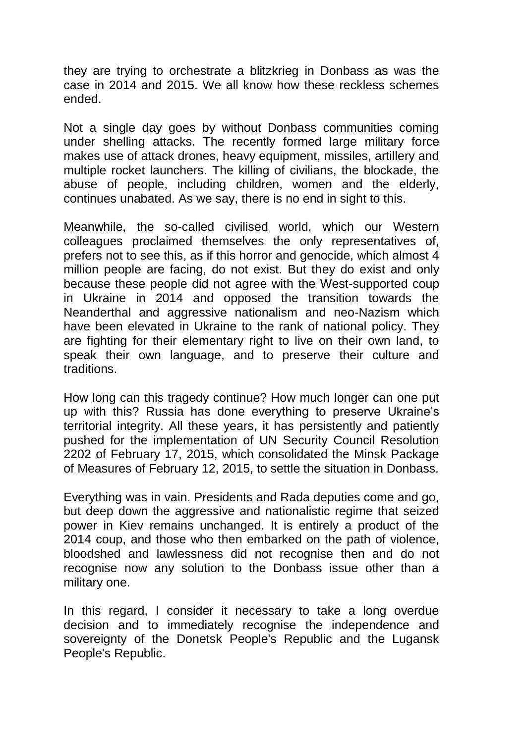they are trying to orchestrate a blitzkrieg in Donbass as was the case in 2014 and 2015. We all know how these reckless schemes ended.

Not a single day goes by without Donbass communities coming under shelling attacks. The recently formed large military force makes use of attack drones, heavy equipment, missiles, artillery and multiple rocket launchers. The killing of civilians, the blockade, the abuse of people, including children, women and the elderly, continues unabated. As we say, there is no end in sight to this.

Meanwhile, the so-called civilised world, which our Western colleagues proclaimed themselves the only representatives of, prefers not to see this, as if this horror and genocide, which almost 4 million people are facing, do not exist. But they do exist and only because these people did not agree with the West-supported coup in Ukraine in 2014 and opposed the transition towards the Neanderthal and aggressive nationalism and neo-Nazism which have been elevated in Ukraine to the rank of national policy. They are fighting for their elementary right to live on their own land, to speak their own language, and to preserve their culture and traditions.

How long can this tragedy continue? How much longer can one put up with this? Russia has done everything to preserve Ukraine's territorial integrity. All these years, it has persistently and patiently pushed for the implementation of UN Security Council Resolution 2202 of February 17, 2015, which consolidated the Minsk Package of Measures of February 12, 2015, to settle the situation in Donbass.

Everything was in vain. Presidents and Rada deputies come and go, but deep down the aggressive and nationalistic regime that seized power in Kiev remains unchanged. It is entirely a product of the 2014 coup, and those who then embarked on the path of violence, bloodshed and lawlessness did not recognise then and do not recognise now any solution to the Donbass issue other than a military one.

In this regard, I consider it necessary to take a long overdue decision and to immediately recognise the independence and sovereignty of the Donetsk People's Republic and the Lugansk People's Republic.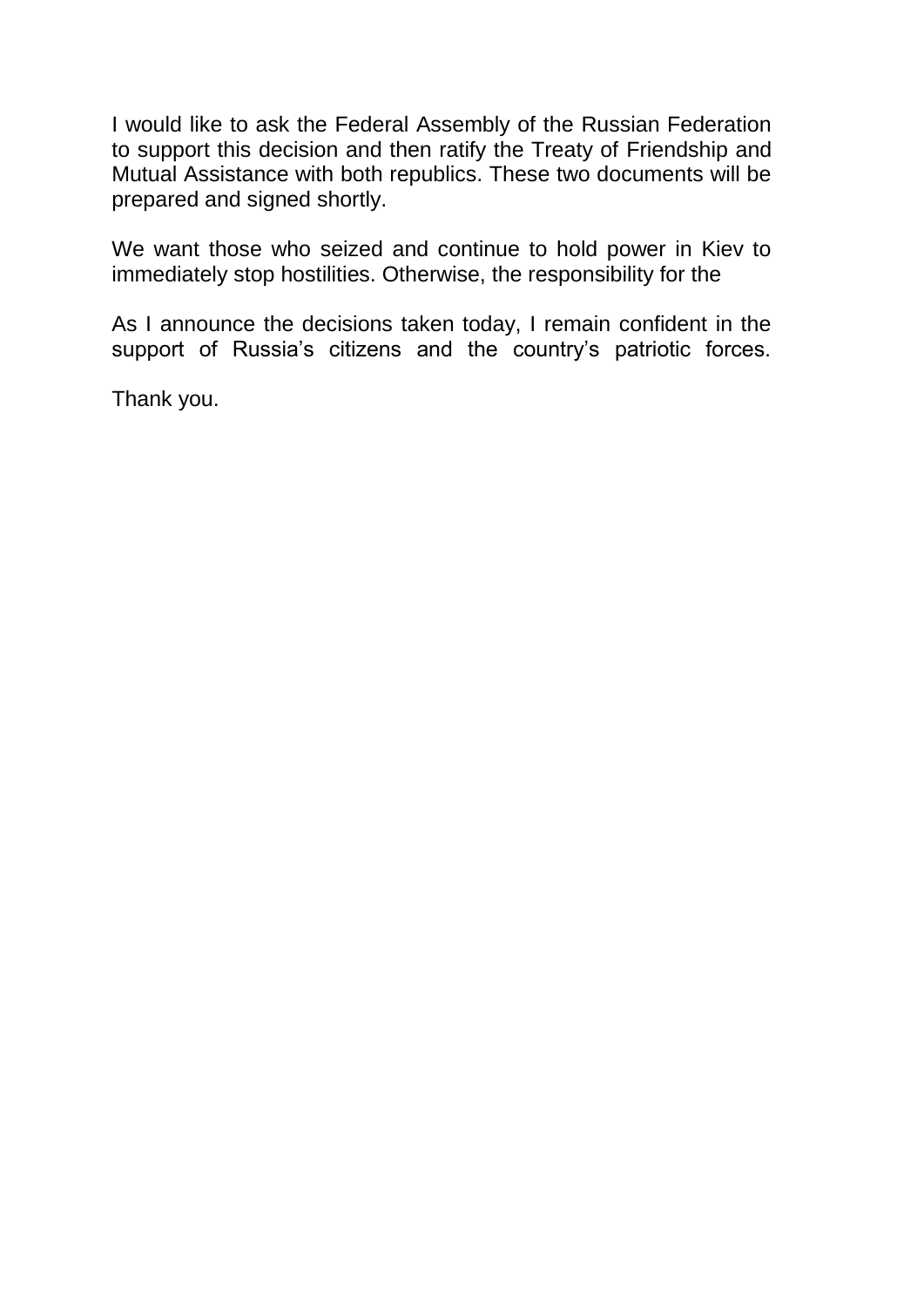I would like to ask the Federal Assembly of the Russian Federation to support this decision and then ratify the Treaty of Friendship and Mutual Assistance with both republics. These two documents will be prepared and signed shortly.

We want those who seized and continue to hold power in Kiev to immediately stop hostilities. Otherwise, the responsibility for the

As I announce the decisions taken today, I remain confident in the support of Russia’s citizens and the country’s patriotic forces.

Thank you.